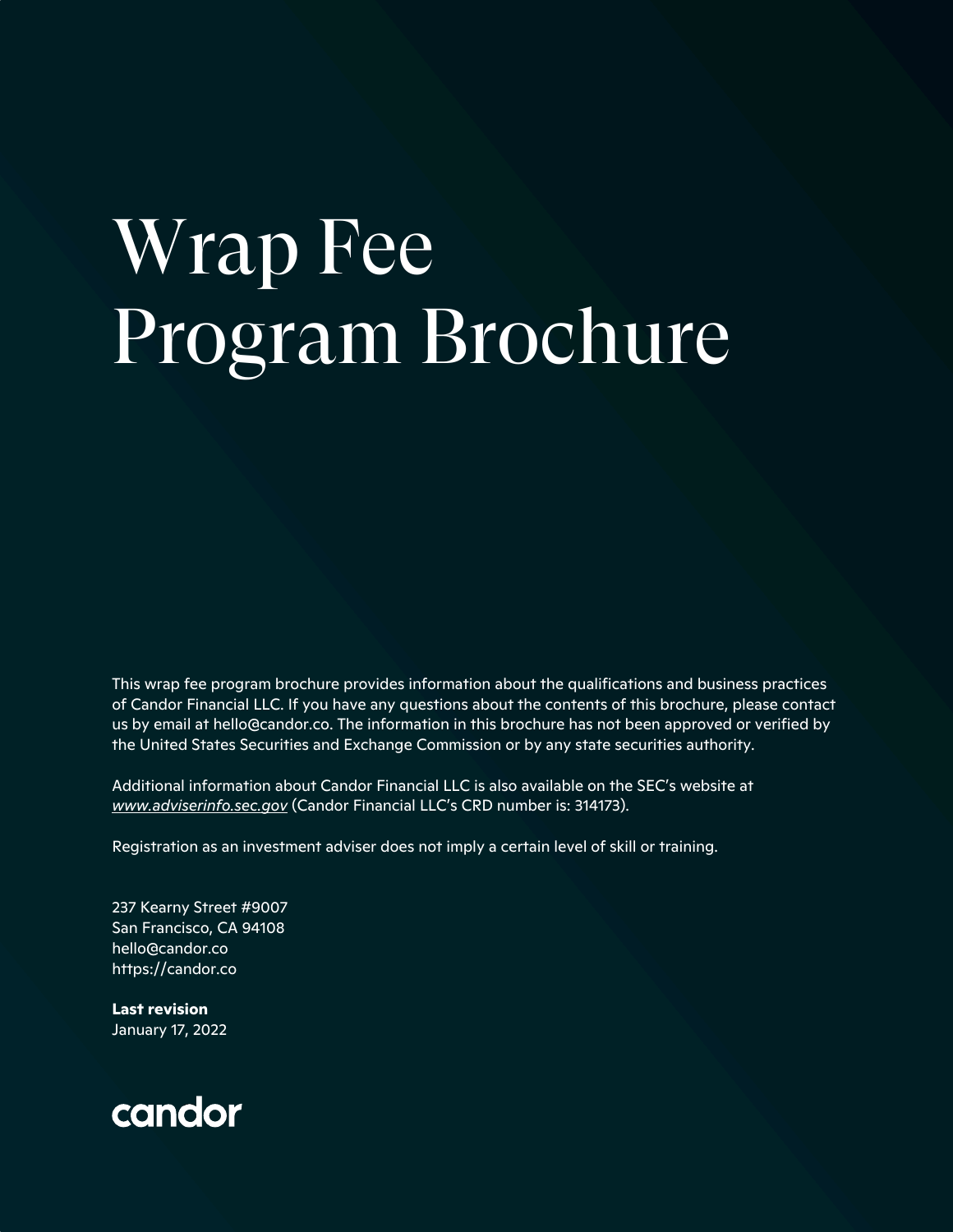# Wrap Fee Program Brochure

This wrap fee program brochure provides information about the qualifications and business practices of Candor Financial LLC. If you have any questions about the contents of this brochure, please contact us by email at hello@candor.co. The information in this brochure has not been approved or verified by the United States Securities and Exchange Commission or by any state securities authority.

Additional information about Candor Financial LLC is also available on the SEC's website at *www.adviserinfo.sec.gov* (Candor Financial LLC's CRD number is: 314173).

Registration as an investment adviser does not imply a certain level of skill or training.

237 Kearny Street #9007
San Francisco, CA 94108
hello@candor.co
https://candor.co

**Last revision**
January 17, 2022

candor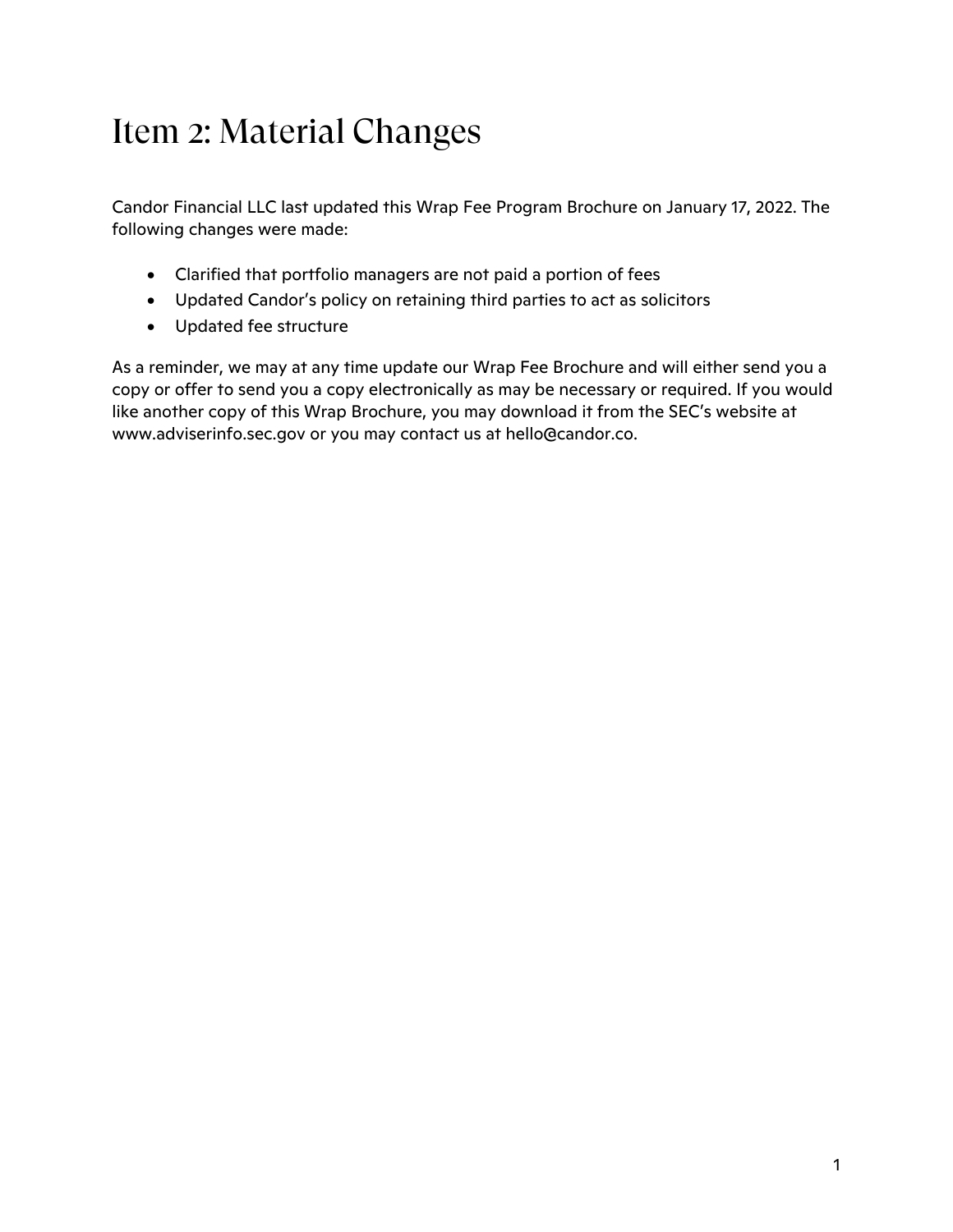# Item 2: Material Changes

Candor Financial LLC last updated this Wrap Fee Program Brochure on January 17, 2022. The following changes were made:

- Clarified that portfolio managers are not paid a portion of fees
- Updated Candor's policy on retaining third parties to act as solicitors
- Updated fee structure

As a reminder, we may at any time update our Wrap Fee Brochure and will either send you a copy or offer to send you a copy electronically as may be necessary or required. If you would like another copy of this Wrap Brochure, you may download it from the SEC's website at www.adviserinfo.sec.gov or you may contact us at hello@candor.co.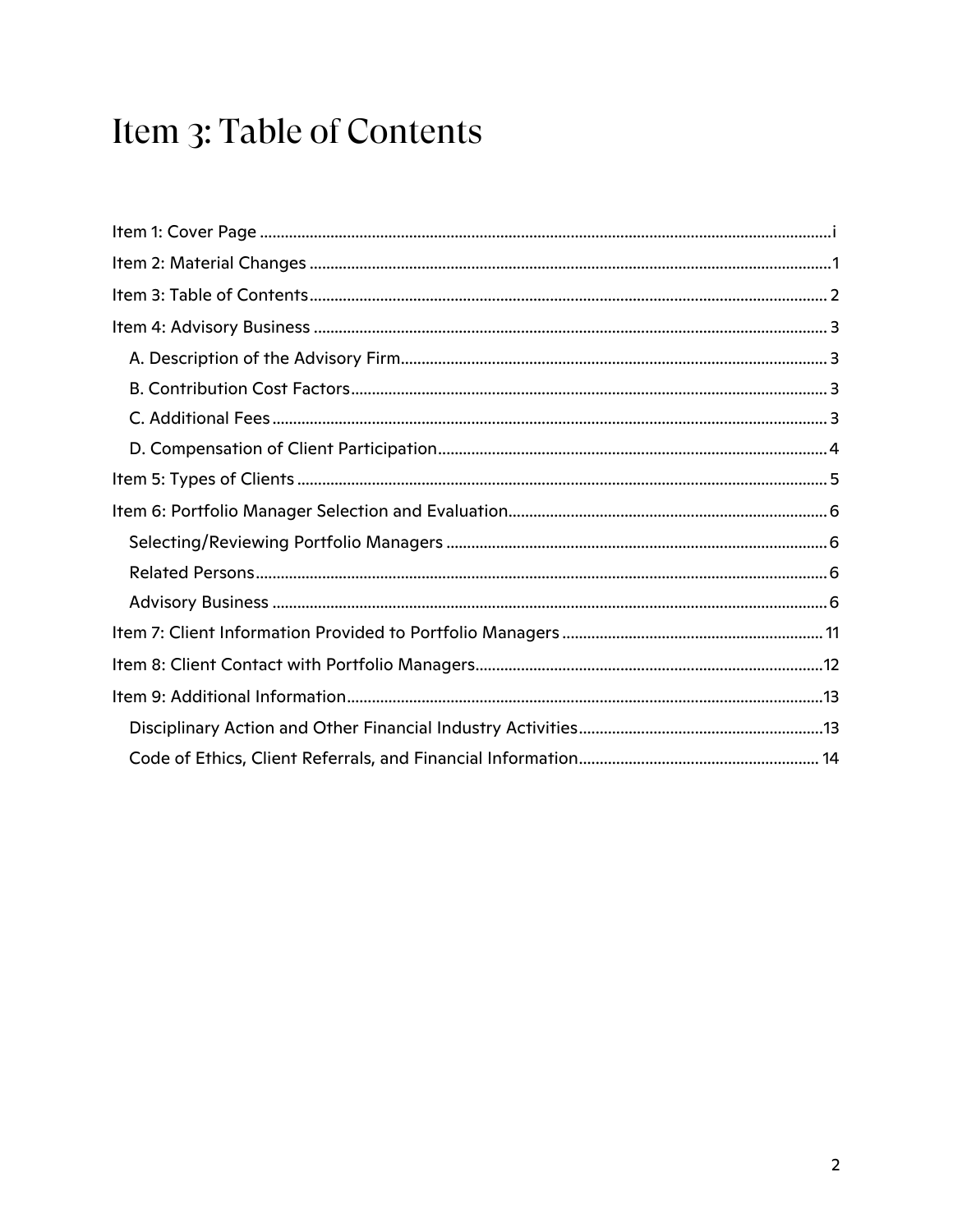# Item 3: Table of Contents

- Item 1: Cover Page .......... i
- Item 2: Material Changes .......... 1
- Item 3: Table of Contents .......... 2
- Item 4: Advisory Business .......... 3
  - A. Description of the Advisory Firm .......... 3
  - B. Contribution Cost Factors .......... 3
  - C. Additional Fees .......... 3
  - D. Compensation of Client Participation .......... 4
- Item 5: Types of Clients .......... 5
- Item 6: Portfolio Manager Selection and Evaluation .......... 6
  - Selecting/Reviewing Portfolio Managers .......... 6
  - Related Persons .......... 6
  - Advisory Business .......... 6
- Item 7: Client Information Provided to Portfolio Managers .......... 11
- Item 8: Client Contact with Portfolio Managers .......... 12
- Item 9: Additional Information .......... 13
  - Disciplinary Action and Other Financial Industry Activities .......... 13
  - Code of Ethics, Client Referrals, and Financial Information .......... 14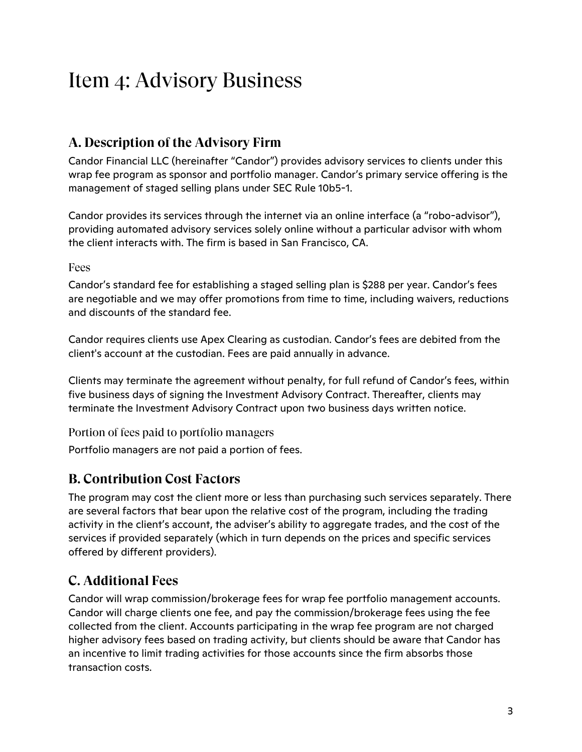# Item 4: Advisory Business

## A. Description of the Advisory Firm

Candor Financial LLC (hereinafter "Candor") provides advisory services to clients under this wrap fee program as sponsor and portfolio manager. Candor's primary service offering is the management of staged selling plans under SEC Rule 10b5-1.

Candor provides its services through the internet via an online interface (a "robo-advisor"), providing automated advisory services solely online without a particular advisor with whom the client interacts with. The firm is based in San Francisco, CA.

### Fees

Candor's standard fee for establishing a staged selling plan is $288 per year. Candor's fees are negotiable and we may offer promotions from time to time, including waivers, reductions and discounts of the standard fee.

Candor requires clients use Apex Clearing as custodian. Candor's fees are debited from the client's account at the custodian. Fees are paid annually in advance.

Clients may terminate the agreement without penalty, for full refund of Candor's fees, within five business days of signing the Investment Advisory Contract. Thereafter, clients may terminate the Investment Advisory Contract upon two business days written notice.

### Portion of fees paid to portfolio managers

Portfolio managers are not paid a portion of fees.

## B. Contribution Cost Factors

The program may cost the client more or less than purchasing such services separately. There are several factors that bear upon the relative cost of the program, including the trading activity in the client's account, the adviser's ability to aggregate trades, and the cost of the services if provided separately (which in turn depends on the prices and specific services offered by different providers).

## C. Additional Fees

Candor will wrap commission/brokerage fees for wrap fee portfolio management accounts. Candor will charge clients one fee, and pay the commission/brokerage fees using the fee collected from the client. Accounts participating in the wrap fee program are not charged higher advisory fees based on trading activity, but clients should be aware that Candor has an incentive to limit trading activities for those accounts since the firm absorbs those transaction costs.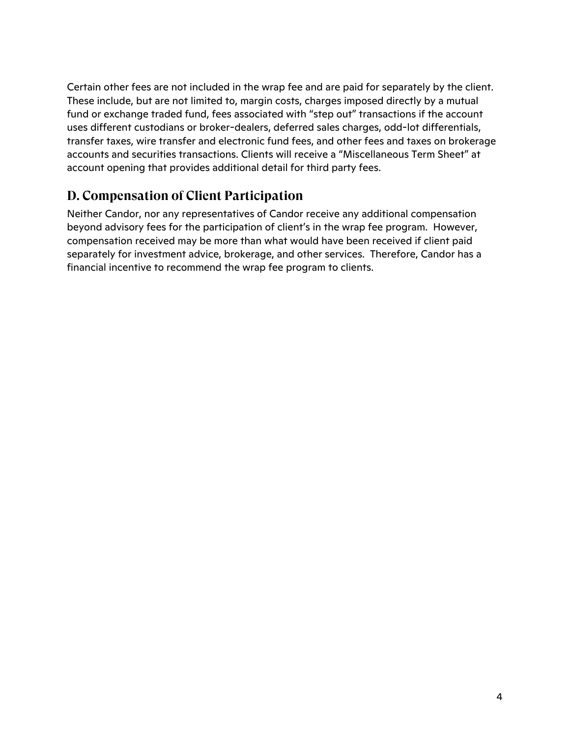Certain other fees are not included in the wrap fee and are paid for separately by the client. These include, but are not limited to, margin costs, charges imposed directly by a mutual fund or exchange traded fund, fees associated with "step out" transactions if the account uses different custodians or broker-dealers, deferred sales charges, odd-lot differentials, transfer taxes, wire transfer and electronic fund fees, and other fees and taxes on brokerage accounts and securities transactions. Clients will receive a "Miscellaneous Term Sheet" at account opening that provides additional detail for third party fees.

## D. Compensation of Client Participation

Neither Candor, nor any representatives of Candor receive any additional compensation beyond advisory fees for the participation of client's in the wrap fee program. However, compensation received may be more than what would have been received if client paid separately for investment advice, brokerage, and other services. Therefore, Candor has a financial incentive to recommend the wrap fee program to clients.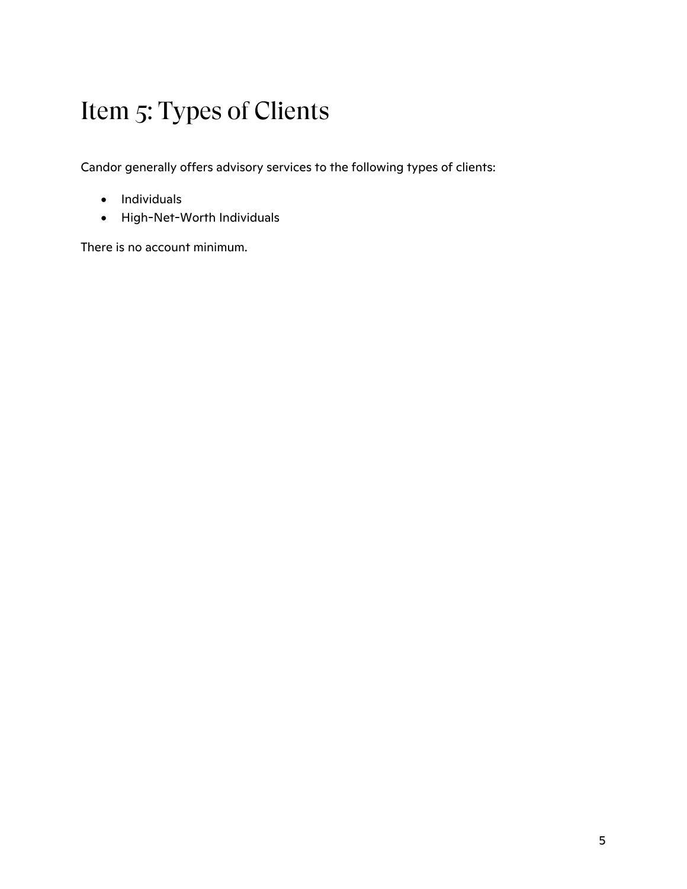# Item 5: Types of Clients

Candor generally offers advisory services to the following types of clients:

- Individuals
- High-Net-Worth Individuals

There is no account minimum.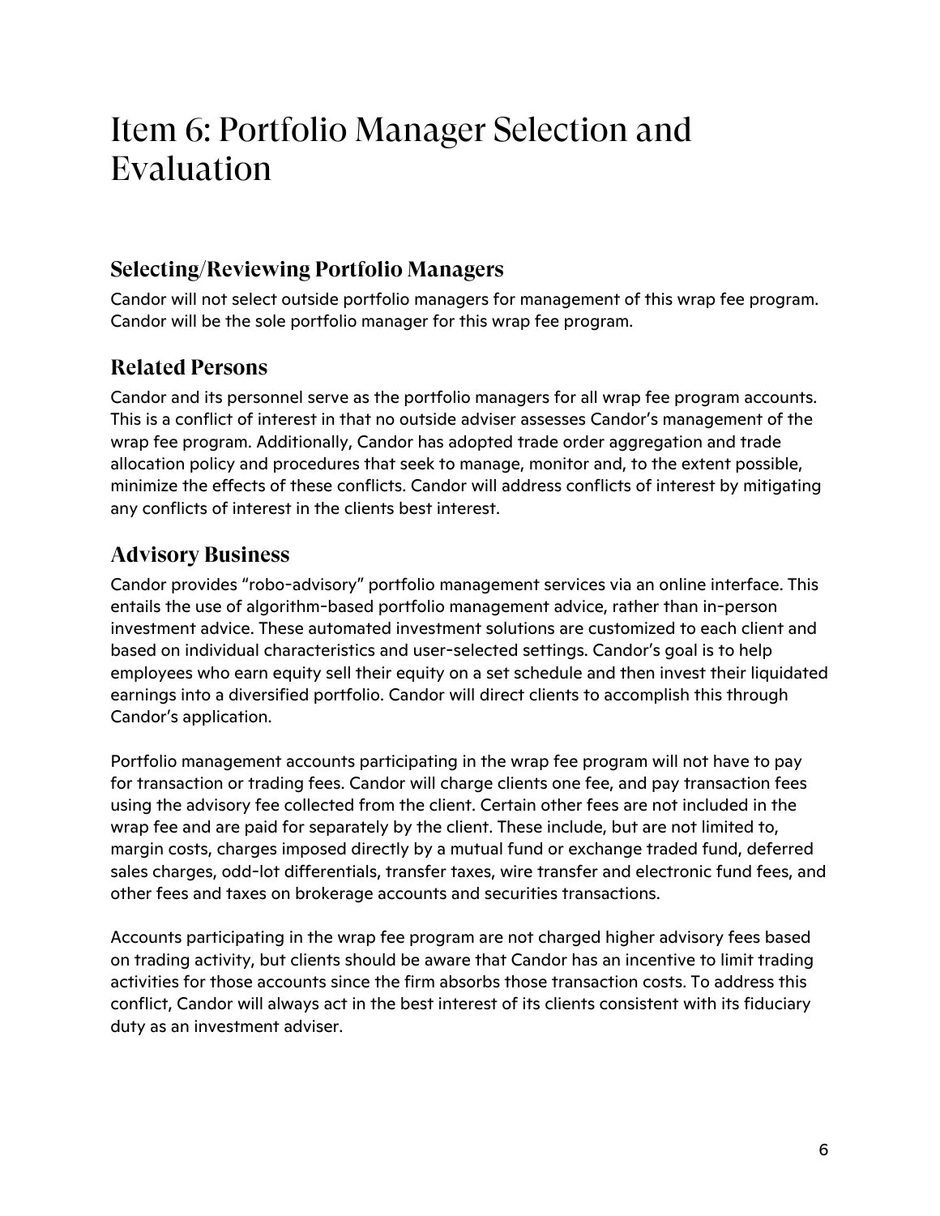# Item 6: Portfolio Manager Selection and Evaluation

## Selecting/Reviewing Portfolio Managers

Candor will not select outside portfolio managers for management of this wrap fee program. Candor will be the sole portfolio manager for this wrap fee program.

## Related Persons

Candor and its personnel serve as the portfolio managers for all wrap fee program accounts. This is a conflict of interest in that no outside adviser assesses Candor's management of the wrap fee program. Additionally, Candor has adopted trade order aggregation and trade allocation policy and procedures that seek to manage, monitor and, to the extent possible, minimize the effects of these conflicts. Candor will address conflicts of interest by mitigating any conflicts of interest in the clients best interest.

## Advisory Business

Candor provides "robo-advisory" portfolio management services via an online interface. This entails the use of algorithm-based portfolio management advice, rather than in-person investment advice. These automated investment solutions are customized to each client and based on individual characteristics and user-selected settings. Candor's goal is to help employees who earn equity sell their equity on a set schedule and then invest their liquidated earnings into a diversified portfolio. Candor will direct clients to accomplish this through Candor's application.

Portfolio management accounts participating in the wrap fee program will not have to pay for transaction or trading fees. Candor will charge clients one fee, and pay transaction fees using the advisory fee collected from the client. Certain other fees are not included in the wrap fee and are paid for separately by the client. These include, but are not limited to, margin costs, charges imposed directly by a mutual fund or exchange traded fund, deferred sales charges, odd-lot differentials, transfer taxes, wire transfer and electronic fund fees, and other fees and taxes on brokerage accounts and securities transactions.

Accounts participating in the wrap fee program are not charged higher advisory fees based on trading activity, but clients should be aware that Candor has an incentive to limit trading activities for those accounts since the firm absorbs those transaction costs. To address this conflict, Candor will always act in the best interest of its clients consistent with its fiduciary duty as an investment adviser.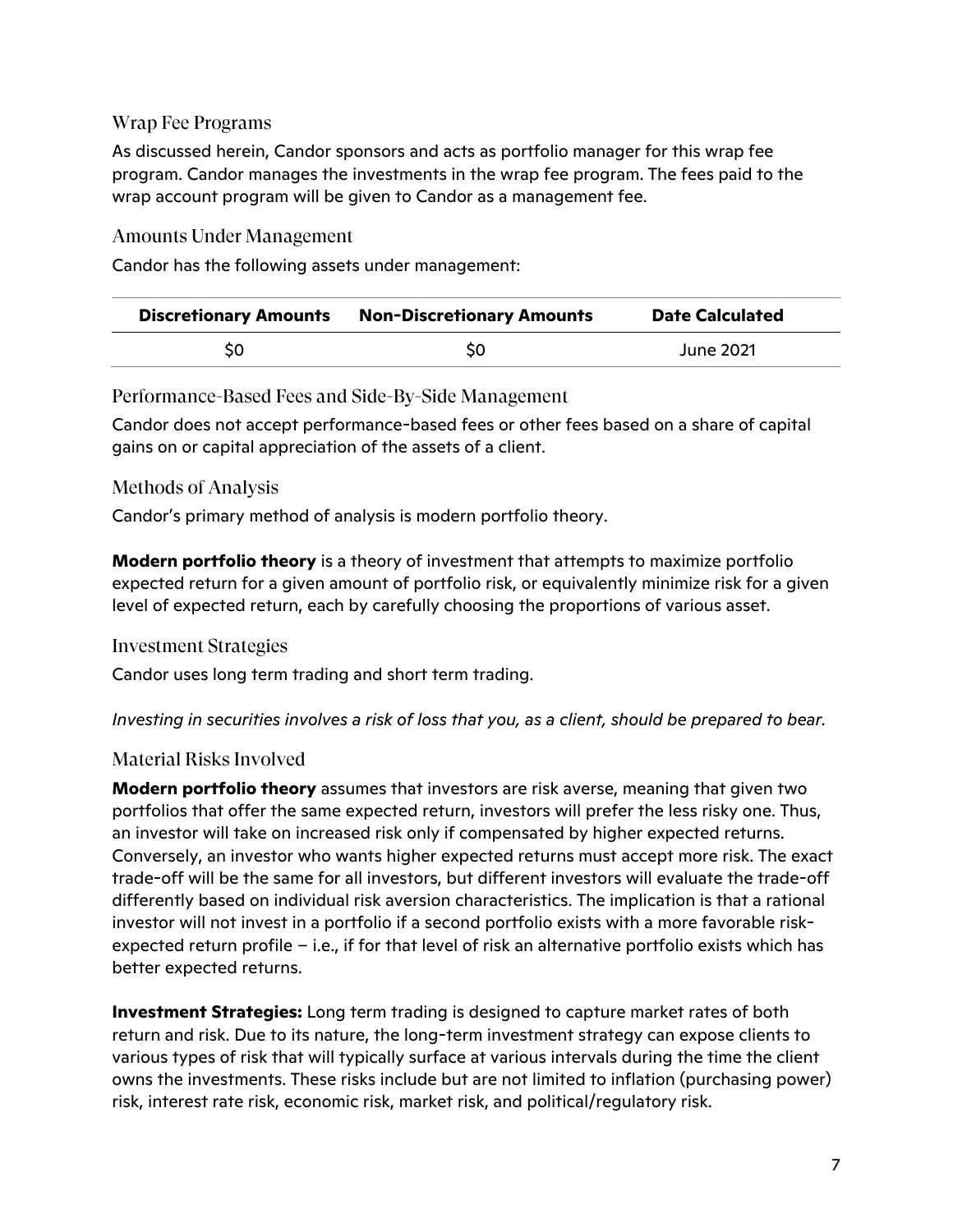## Wrap Fee Programs

As discussed herein, Candor sponsors and acts as portfolio manager for this wrap fee program. Candor manages the investments in the wrap fee program. The fees paid to the wrap account program will be given to Candor as a management fee.

## Amounts Under Management

Candor has the following assets under management:

| Discretionary Amounts | Non-Discretionary Amounts | Date Calculated |
|---|---|---|
| $0 | $0 | June 2021 |

## Performance-Based Fees and Side-By-Side Management

Candor does not accept performance-based fees or other fees based on a share of capital gains on or capital appreciation of the assets of a client.

## Methods of Analysis

Candor's primary method of analysis is modern portfolio theory.

**Modern portfolio theory** is a theory of investment that attempts to maximize portfolio expected return for a given amount of portfolio risk, or equivalently minimize risk for a given level of expected return, each by carefully choosing the proportions of various asset.

## Investment Strategies

Candor uses long term trading and short term trading.

*Investing in securities involves a risk of loss that you, as a client, should be prepared to bear.*

## Material Risks Involved

**Modern portfolio theory** assumes that investors are risk averse, meaning that given two portfolios that offer the same expected return, investors will prefer the less risky one. Thus, an investor will take on increased risk only if compensated by higher expected returns. Conversely, an investor who wants higher expected returns must accept more risk. The exact trade-off will be the same for all investors, but different investors will evaluate the trade-off differently based on individual risk aversion characteristics. The implication is that a rational investor will not invest in a portfolio if a second portfolio exists with a more favorable risk-expected return profile – i.e., if for that level of risk an alternative portfolio exists which has better expected returns.

**Investment Strategies:** Long term trading is designed to capture market rates of both return and risk. Due to its nature, the long-term investment strategy can expose clients to various types of risk that will typically surface at various intervals during the time the client owns the investments. These risks include but are not limited to inflation (purchasing power) risk, interest rate risk, economic risk, market risk, and political/regulatory risk.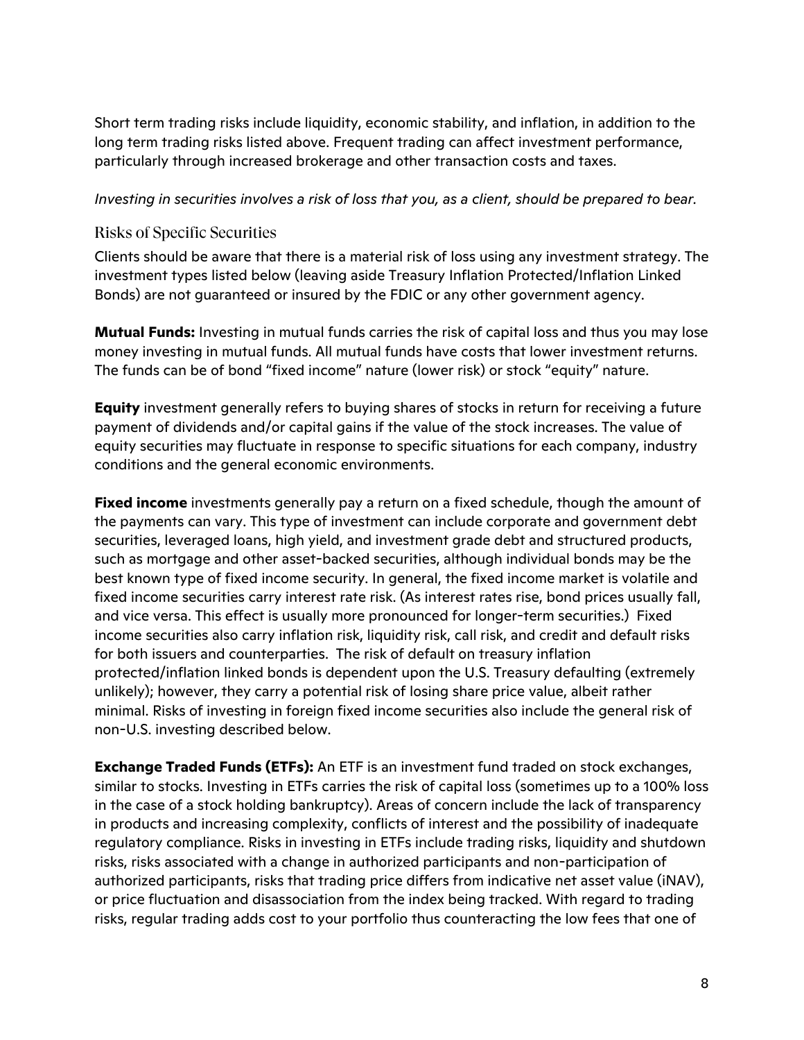Short term trading risks include liquidity, economic stability, and inflation, in addition to the long term trading risks listed above. Frequent trading can affect investment performance, particularly through increased brokerage and other transaction costs and taxes.

*Investing in securities involves a risk of loss that you, as a client, should be prepared to bear.*

### Risks of Specific Securities

Clients should be aware that there is a material risk of loss using any investment strategy. The investment types listed below (leaving aside Treasury Inflation Protected/Inflation Linked Bonds) are not guaranteed or insured by the FDIC or any other government agency.

**Mutual Funds:** Investing in mutual funds carries the risk of capital loss and thus you may lose money investing in mutual funds. All mutual funds have costs that lower investment returns. The funds can be of bond "fixed income" nature (lower risk) or stock "equity" nature.

**Equity** investment generally refers to buying shares of stocks in return for receiving a future payment of dividends and/or capital gains if the value of the stock increases. The value of equity securities may fluctuate in response to specific situations for each company, industry conditions and the general economic environments.

**Fixed income** investments generally pay a return on a fixed schedule, though the amount of the payments can vary. This type of investment can include corporate and government debt securities, leveraged loans, high yield, and investment grade debt and structured products, such as mortgage and other asset-backed securities, although individual bonds may be the best known type of fixed income security. In general, the fixed income market is volatile and fixed income securities carry interest rate risk. (As interest rates rise, bond prices usually fall, and vice versa. This effect is usually more pronounced for longer-term securities.) Fixed income securities also carry inflation risk, liquidity risk, call risk, and credit and default risks for both issuers and counterparties. The risk of default on treasury inflation protected/inflation linked bonds is dependent upon the U.S. Treasury defaulting (extremely unlikely); however, they carry a potential risk of losing share price value, albeit rather minimal. Risks of investing in foreign fixed income securities also include the general risk of non-U.S. investing described below.

**Exchange Traded Funds (ETFs):** An ETF is an investment fund traded on stock exchanges, similar to stocks. Investing in ETFs carries the risk of capital loss (sometimes up to a 100% loss in the case of a stock holding bankruptcy). Areas of concern include the lack of transparency in products and increasing complexity, conflicts of interest and the possibility of inadequate regulatory compliance. Risks in investing in ETFs include trading risks, liquidity and shutdown risks, risks associated with a change in authorized participants and non-participation of authorized participants, risks that trading price differs from indicative net asset value (iNAV), or price fluctuation and disassociation from the index being tracked. With regard to trading risks, regular trading adds cost to your portfolio thus counteracting the low fees that one of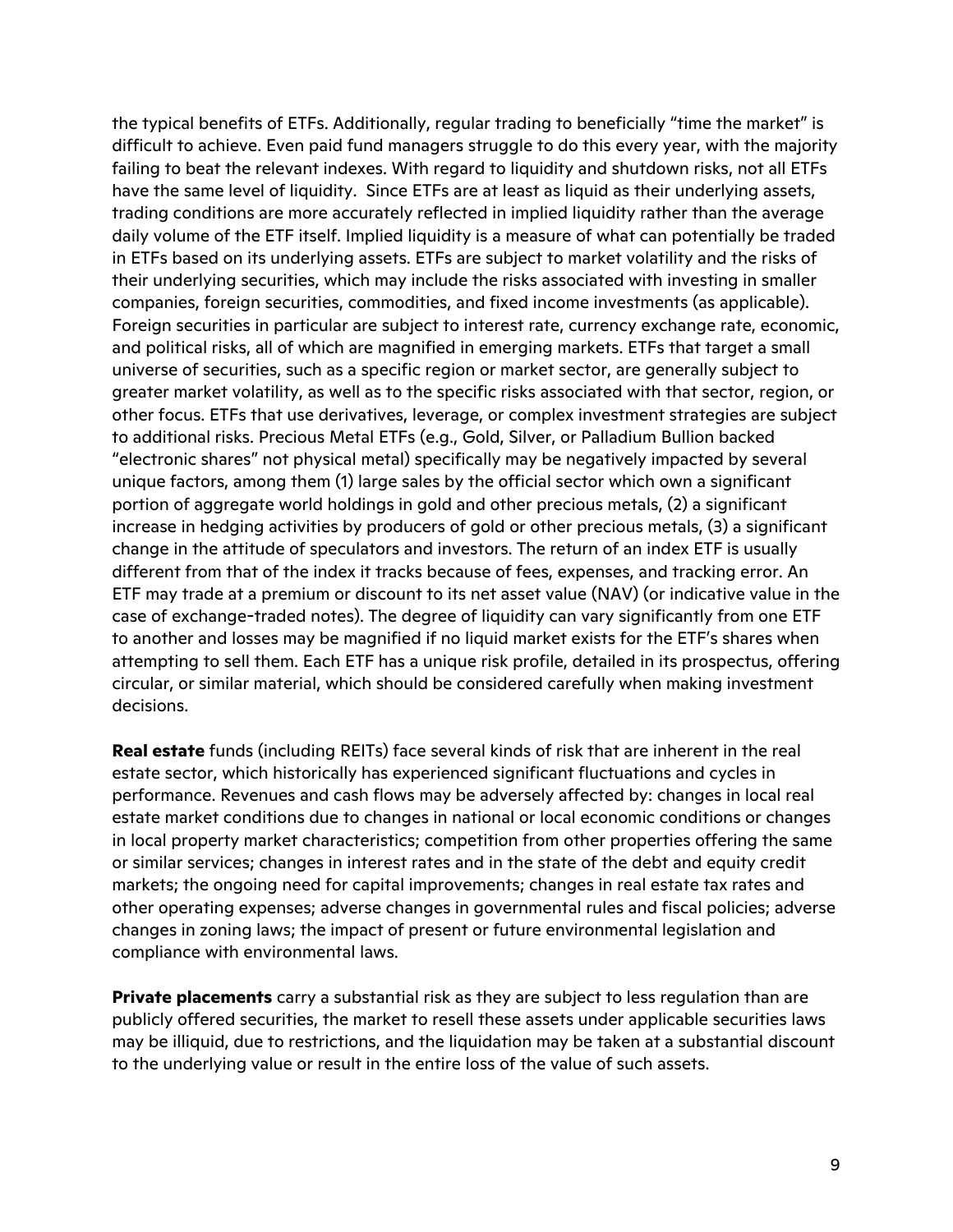the typical benefits of ETFs. Additionally, regular trading to beneficially "time the market" is difficult to achieve. Even paid fund managers struggle to do this every year, with the majority failing to beat the relevant indexes. With regard to liquidity and shutdown risks, not all ETFs have the same level of liquidity. Since ETFs are at least as liquid as their underlying assets, trading conditions are more accurately reflected in implied liquidity rather than the average daily volume of the ETF itself. Implied liquidity is a measure of what can potentially be traded in ETFs based on its underlying assets. ETFs are subject to market volatility and the risks of their underlying securities, which may include the risks associated with investing in smaller companies, foreign securities, commodities, and fixed income investments (as applicable). Foreign securities in particular are subject to interest rate, currency exchange rate, economic, and political risks, all of which are magnified in emerging markets. ETFs that target a small universe of securities, such as a specific region or market sector, are generally subject to greater market volatility, as well as to the specific risks associated with that sector, region, or other focus. ETFs that use derivatives, leverage, or complex investment strategies are subject to additional risks. Precious Metal ETFs (e.g., Gold, Silver, or Palladium Bullion backed "electronic shares" not physical metal) specifically may be negatively impacted by several unique factors, among them (1) large sales by the official sector which own a significant portion of aggregate world holdings in gold and other precious metals, (2) a significant increase in hedging activities by producers of gold or other precious metals, (3) a significant change in the attitude of speculators and investors. The return of an index ETF is usually different from that of the index it tracks because of fees, expenses, and tracking error. An ETF may trade at a premium or discount to its net asset value (NAV) (or indicative value in the case of exchange-traded notes). The degree of liquidity can vary significantly from one ETF to another and losses may be magnified if no liquid market exists for the ETF's shares when attempting to sell them. Each ETF has a unique risk profile, detailed in its prospectus, offering circular, or similar material, which should be considered carefully when making investment decisions.

**Real estate** funds (including REITs) face several kinds of risk that are inherent in the real estate sector, which historically has experienced significant fluctuations and cycles in performance. Revenues and cash flows may be adversely affected by: changes in local real estate market conditions due to changes in national or local economic conditions or changes in local property market characteristics; competition from other properties offering the same or similar services; changes in interest rates and in the state of the debt and equity credit markets; the ongoing need for capital improvements; changes in real estate tax rates and other operating expenses; adverse changes in governmental rules and fiscal policies; adverse changes in zoning laws; the impact of present or future environmental legislation and compliance with environmental laws.

**Private placements** carry a substantial risk as they are subject to less regulation than are publicly offered securities, the market to resell these assets under applicable securities laws may be illiquid, due to restrictions, and the liquidation may be taken at a substantial discount to the underlying value or result in the entire loss of the value of such assets.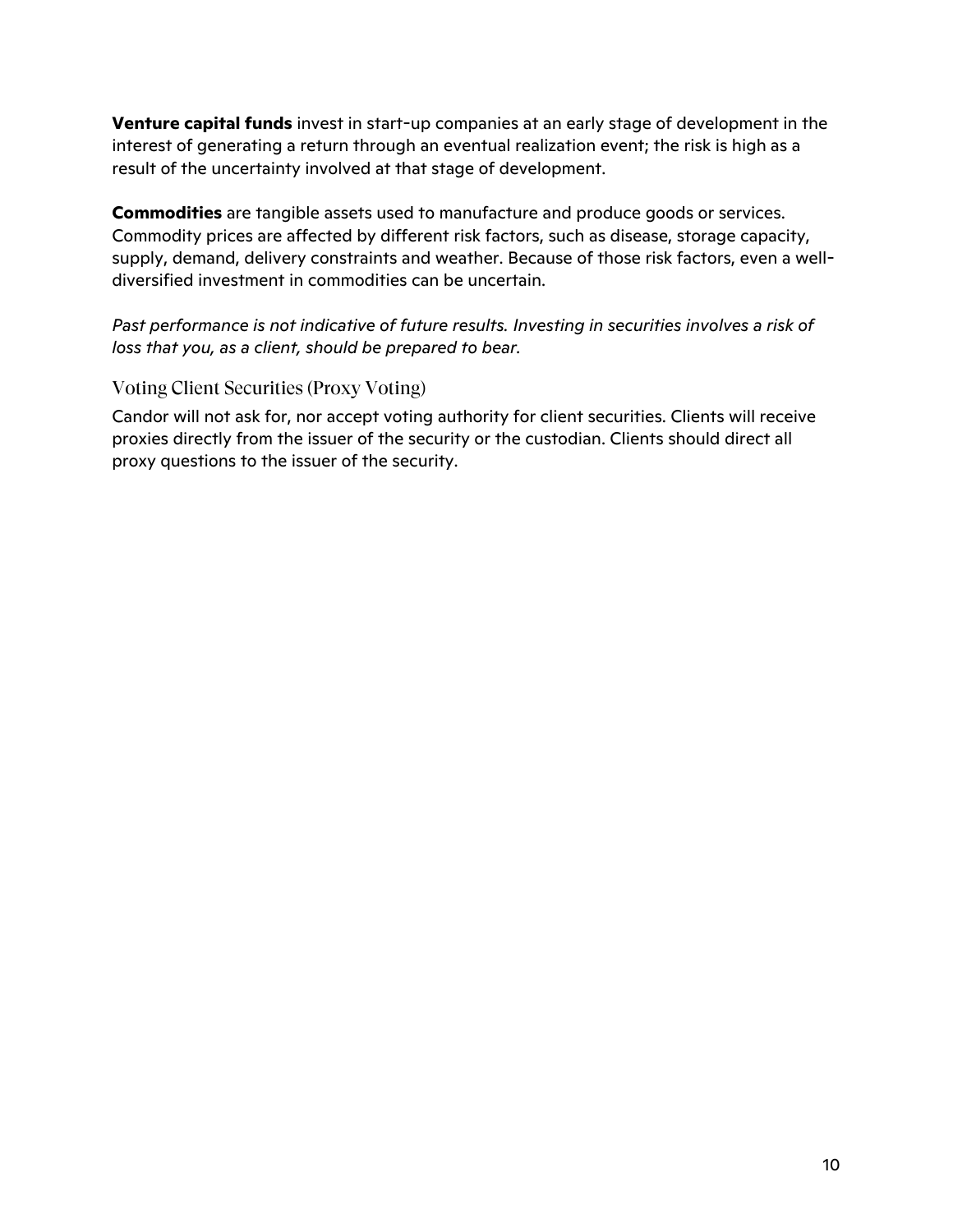**Venture capital funds** invest in start-up companies at an early stage of development in the interest of generating a return through an eventual realization event; the risk is high as a result of the uncertainty involved at that stage of development.

**Commodities** are tangible assets used to manufacture and produce goods or services. Commodity prices are affected by different risk factors, such as disease, storage capacity, supply, demand, delivery constraints and weather. Because of those risk factors, even a well-diversified investment in commodities can be uncertain.

*Past performance is not indicative of future results. Investing in securities involves a risk of loss that you, as a client, should be prepared to bear.*

## Voting Client Securities (Proxy Voting)

Candor will not ask for, nor accept voting authority for client securities. Clients will receive proxies directly from the issuer of the security or the custodian. Clients should direct all proxy questions to the issuer of the security.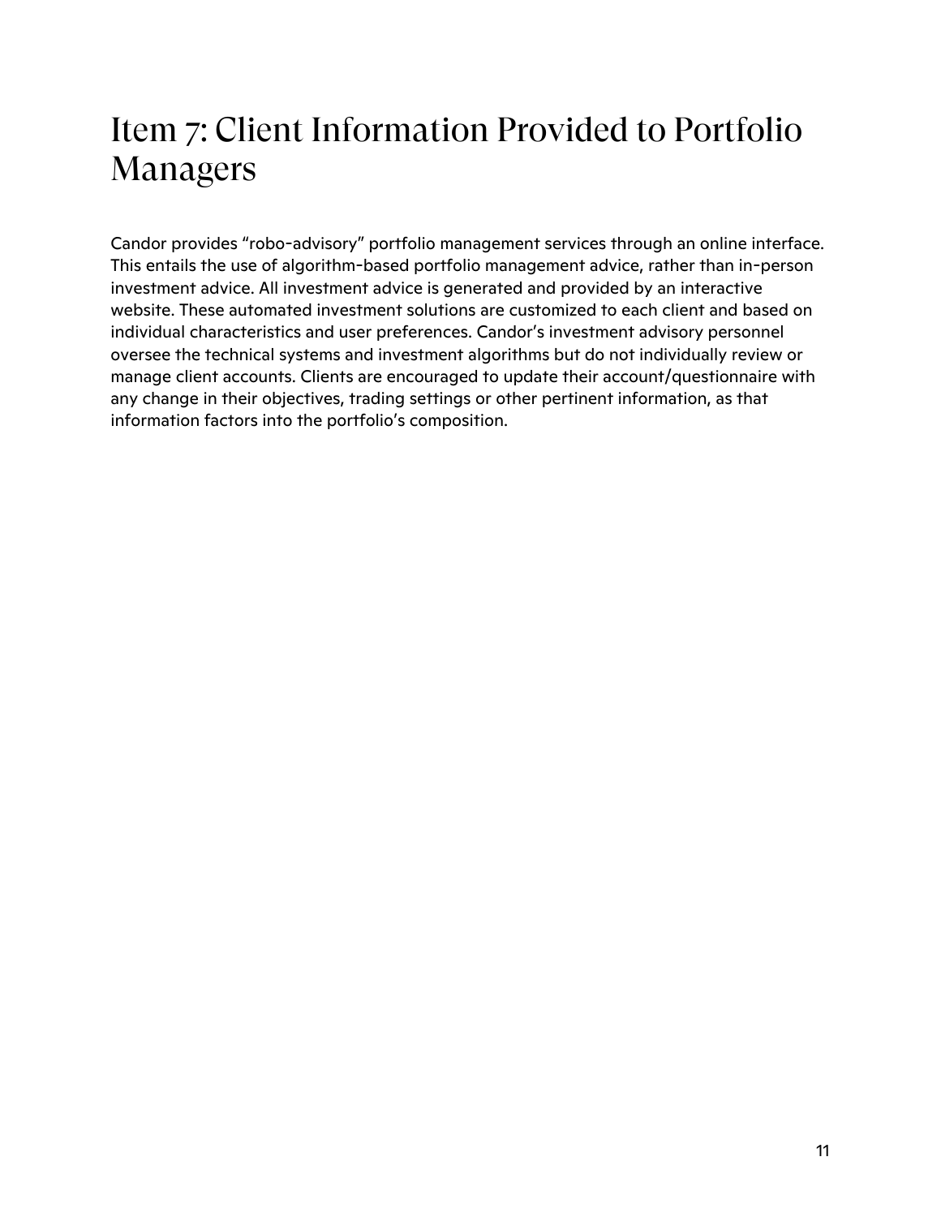# Item 7: Client Information Provided to Portfolio Managers

Candor provides “robo-advisory” portfolio management services through an online interface. This entails the use of algorithm-based portfolio management advice, rather than in-person investment advice. All investment advice is generated and provided by an interactive website. These automated investment solutions are customized to each client and based on individual characteristics and user preferences. Candor’s investment advisory personnel oversee the technical systems and investment algorithms but do not individually review or manage client accounts. Clients are encouraged to update their account/questionnaire with any change in their objectives, trading settings or other pertinent information, as that information factors into the portfolio’s composition.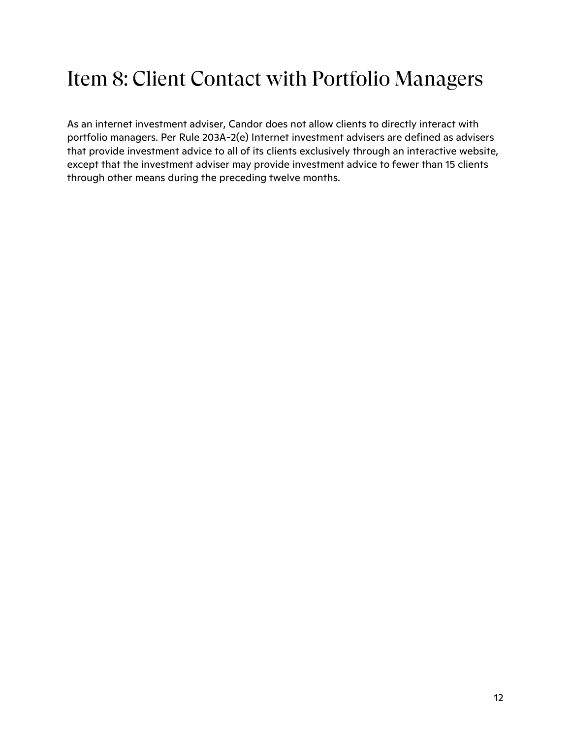# Item 8: Client Contact with Portfolio Managers

As an internet investment adviser, Candor does not allow clients to directly interact with portfolio managers. Per Rule 203A-2(e) Internet investment advisers are defined as advisers that provide investment advice to all of its clients exclusively through an interactive website, except that the investment adviser may provide investment advice to fewer than 15 clients through other means during the preceding twelve months.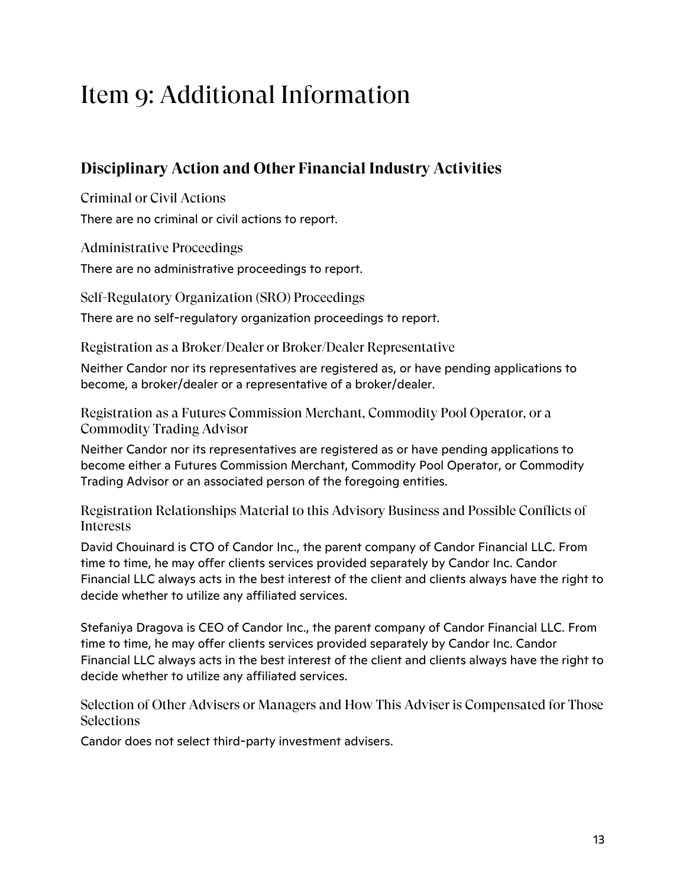# Item 9: Additional Information

## Disciplinary Action and Other Financial Industry Activities

### Criminal or Civil Actions

There are no criminal or civil actions to report.

### Administrative Proceedings

There are no administrative proceedings to report.

### Self-Regulatory Organization (SRO) Proceedings

There are no self-regulatory organization proceedings to report.

### Registration as a Broker/Dealer or Broker/Dealer Representative

Neither Candor nor its representatives are registered as, or have pending applications to become, a broker/dealer or a representative of a broker/dealer.

### Registration as a Futures Commission Merchant, Commodity Pool Operator, or a Commodity Trading Advisor

Neither Candor nor its representatives are registered as or have pending applications to become either a Futures Commission Merchant, Commodity Pool Operator, or Commodity Trading Advisor or an associated person of the foregoing entities.

### Registration Relationships Material to this Advisory Business and Possible Conflicts of Interests

David Chouinard is CTO of Candor Inc., the parent company of Candor Financial LLC. From time to time, he may offer clients services provided separately by Candor Inc. Candor Financial LLC always acts in the best interest of the client and clients always have the right to decide whether to utilize any affiliated services.

Stefaniya Dragova is CEO of Candor Inc., the parent company of Candor Financial LLC. From time to time, he may offer clients services provided separately by Candor Inc. Candor Financial LLC always acts in the best interest of the client and clients always have the right to decide whether to utilize any affiliated services.

### Selection of Other Advisers or Managers and How This Adviser is Compensated for Those Selections

Candor does not select third-party investment advisers.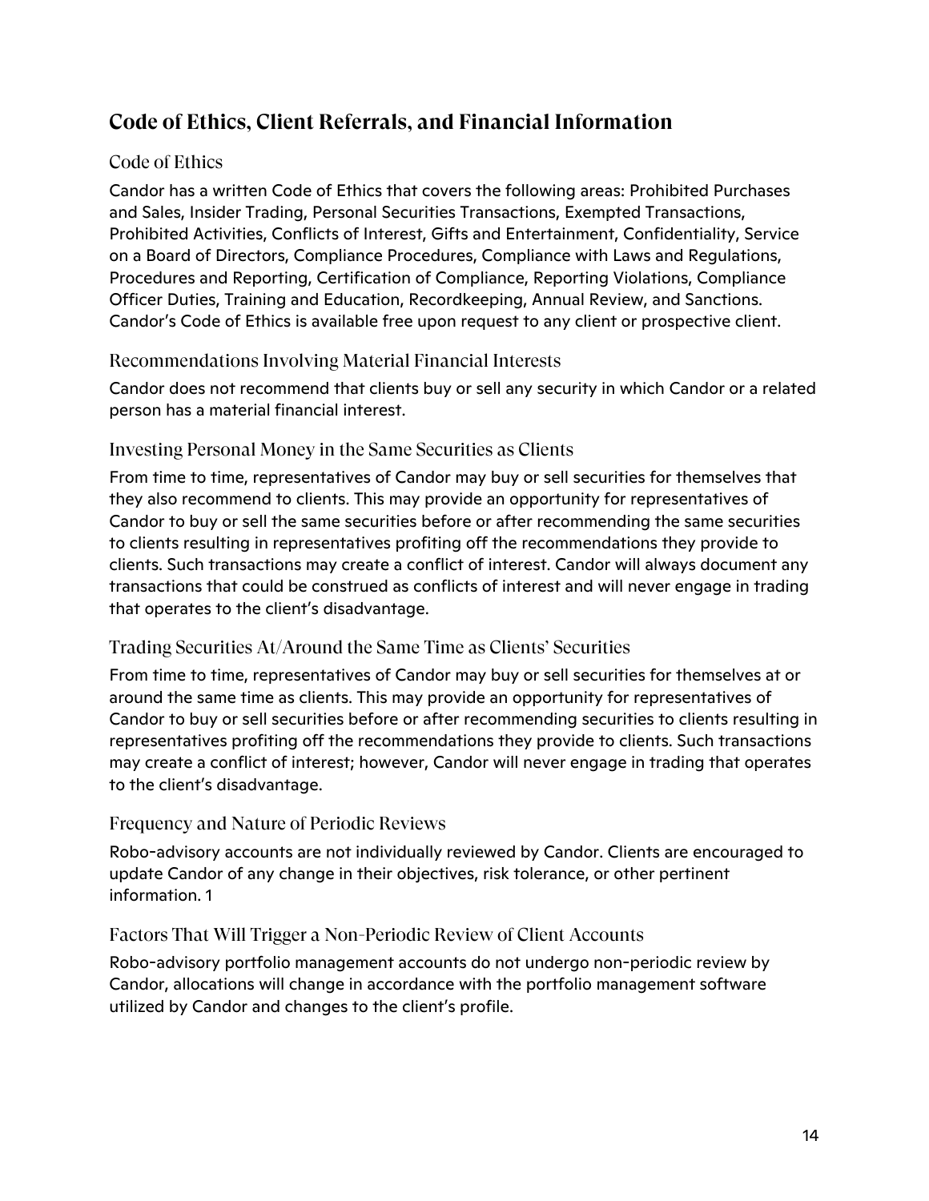## Code of Ethics, Client Referrals, and Financial Information

### Code of Ethics

Candor has a written Code of Ethics that covers the following areas: Prohibited Purchases and Sales, Insider Trading, Personal Securities Transactions, Exempted Transactions, Prohibited Activities, Conflicts of Interest, Gifts and Entertainment, Confidentiality, Service on a Board of Directors, Compliance Procedures, Compliance with Laws and Regulations, Procedures and Reporting, Certification of Compliance, Reporting Violations, Compliance Officer Duties, Training and Education, Recordkeeping, Annual Review, and Sanctions. Candor's Code of Ethics is available free upon request to any client or prospective client.

### Recommendations Involving Material Financial Interests

Candor does not recommend that clients buy or sell any security in which Candor or a related person has a material financial interest.

### Investing Personal Money in the Same Securities as Clients

From time to time, representatives of Candor may buy or sell securities for themselves that they also recommend to clients. This may provide an opportunity for representatives of Candor to buy or sell the same securities before or after recommending the same securities to clients resulting in representatives profiting off the recommendations they provide to clients. Such transactions may create a conflict of interest. Candor will always document any transactions that could be construed as conflicts of interest and will never engage in trading that operates to the client's disadvantage.

### Trading Securities At/Around the Same Time as Clients' Securities

From time to time, representatives of Candor may buy or sell securities for themselves at or around the same time as clients. This may provide an opportunity for representatives of Candor to buy or sell securities before or after recommending securities to clients resulting in representatives profiting off the recommendations they provide to clients. Such transactions may create a conflict of interest; however, Candor will never engage in trading that operates to the client's disadvantage.

### Frequency and Nature of Periodic Reviews

Robo-advisory accounts are not individually reviewed by Candor. Clients are encouraged to update Candor of any change in their objectives, risk tolerance, or other pertinent information. 1

### Factors That Will Trigger a Non-Periodic Review of Client Accounts

Robo-advisory portfolio management accounts do not undergo non-periodic review by Candor, allocations will change in accordance with the portfolio management software utilized by Candor and changes to the client's profile.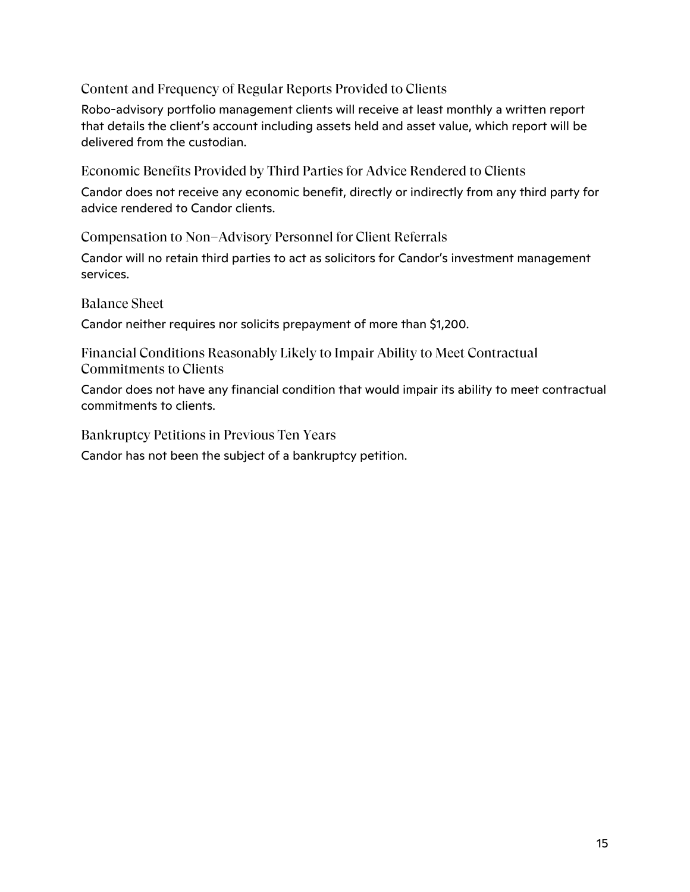### Content and Frequency of Regular Reports Provided to Clients

Robo-advisory portfolio management clients will receive at least monthly a written report that details the client's account including assets held and asset value, which report will be delivered from the custodian.

### Economic Benefits Provided by Third Parties for Advice Rendered to Clients

Candor does not receive any economic benefit, directly or indirectly from any third party for advice rendered to Candor clients.

### Compensation to Non-Advisory Personnel for Client Referrals

Candor will no retain third parties to act as solicitors for Candor's investment management services.

### Balance Sheet

Candor neither requires nor solicits prepayment of more than $1,200.

### Financial Conditions Reasonably Likely to Impair Ability to Meet Contractual Commitments to Clients

Candor does not have any financial condition that would impair its ability to meet contractual commitments to clients.

### Bankruptcy Petitions in Previous Ten Years

Candor has not been the subject of a bankruptcy petition.